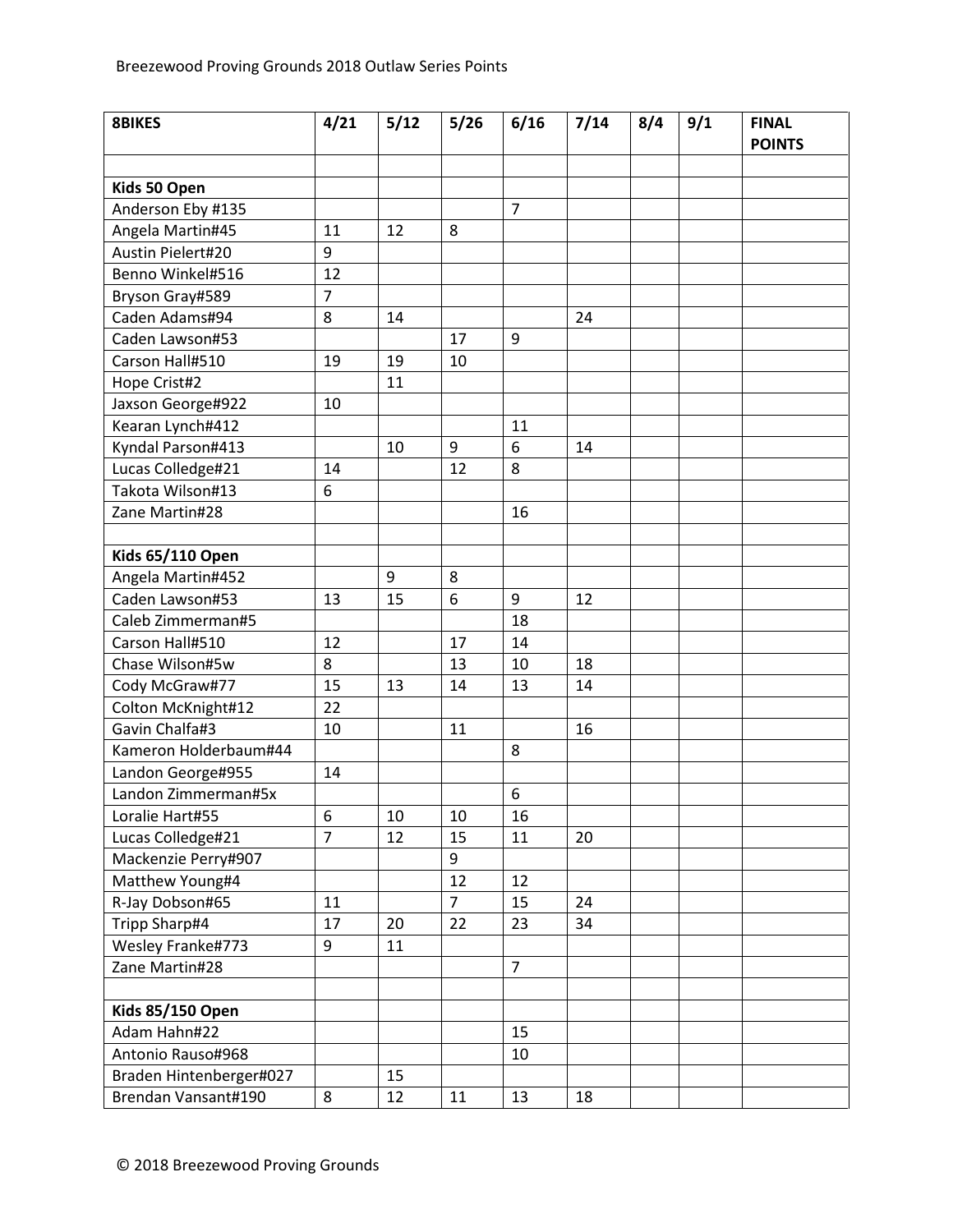Breezewood Proving Grounds 2018 Outlaw Series Points

| 8BIKES | 4/21 | 5/12 | 5/26 | 6/16 | 7/14 | 8/4 | 9/1 | FINAL POINTS |
|---|---|---|---|---|---|---|---|---|
| | | | | | | | | |
| **Kids 50 Open** | | | | | | | | |
| Anderson Eby #135 | | | | 7 | | | | |
| Angela Martin#45 | 11 | 12 | 8 | | | | | |
| Austin Pielert#20 | 9 | | | | | | | |
| Benno Winkel#516 | 12 | | | | | | | |
| Bryson Gray#589 | 7 | | | | | | | |
| Caden Adams#94 | 8 | 14 | | | 24 | | | |
| Caden Lawson#53 | | | 17 | 9 | | | | |
| Carson Hall#510 | 19 | 19 | 10 | | | | | |
| Hope Crist#2 | | 11 | | | | | | |
| Jaxson George#922 | 10 | | | | | | | |
| Kearan Lynch#412 | | | | 11 | | | | |
| Kyndal Parson#413 | | 10 | 9 | 6 | 14 | | | |
| Lucas Colledge#21 | 14 | | 12 | 8 | | | | |
| Takota Wilson#13 | 6 | | | | | | | |
| Zane Martin#28 | | | | 16 | | | | |
| | | | | | | | | |
| **Kids 65/110 Open** | | | | | | | | |
| Angela Martin#452 | | 9 | 8 | | | | | |
| Caden Lawson#53 | 13 | 15 | 6 | 9 | 12 | | | |
| Caleb Zimmerman#5 | | | | 18 | | | | |
| Carson Hall#510 | 12 | | 17 | 14 | | | | |
| Chase Wilson#5w | 8 | | 13 | 10 | 18 | | | |
| Cody McGraw#77 | 15 | 13 | 14 | 13 | 14 | | | |
| Colton McKnight#12 | 22 | | | | | | | |
| Gavin Chalfa#3 | 10 | | 11 | | 16 | | | |
| Kameron Holderbaum#44 | | | | 8 | | | | |
| Landon George#955 | 14 | | | | | | | |
| Landon Zimmerman#5x | | | | 6 | | | | |
| Loralie Hart#55 | 6 | 10 | 10 | 16 | | | | |
| Lucas Colledge#21 | 7 | 12 | 15 | 11 | 20 | | | |
| Mackenzie Perry#907 | | | 9 | | | | | |
| Matthew Young#4 | | | 12 | 12 | | | | |
| R-Jay Dobson#65 | 11 | | 7 | 15 | 24 | | | |
| Tripp Sharp#4 | 17 | 20 | 22 | 23 | 34 | | | |
| Wesley Franke#773 | 9 | 11 | | | | | | |
| Zane Martin#28 | | | | 7 | | | | |
| | | | | | | | | |
| **Kids 85/150 Open** | | | | | | | | |
| Adam Hahn#22 | | | | 15 | | | | |
| Antonio Rauso#968 | | | | 10 | | | | |
| Braden Hintenberger#027 | | 15 | | | | | | |
| Brendan Vansant#190 | 8 | 12 | 11 | 13 | 18 | | | |

© 2018 Breezewood Proving Grounds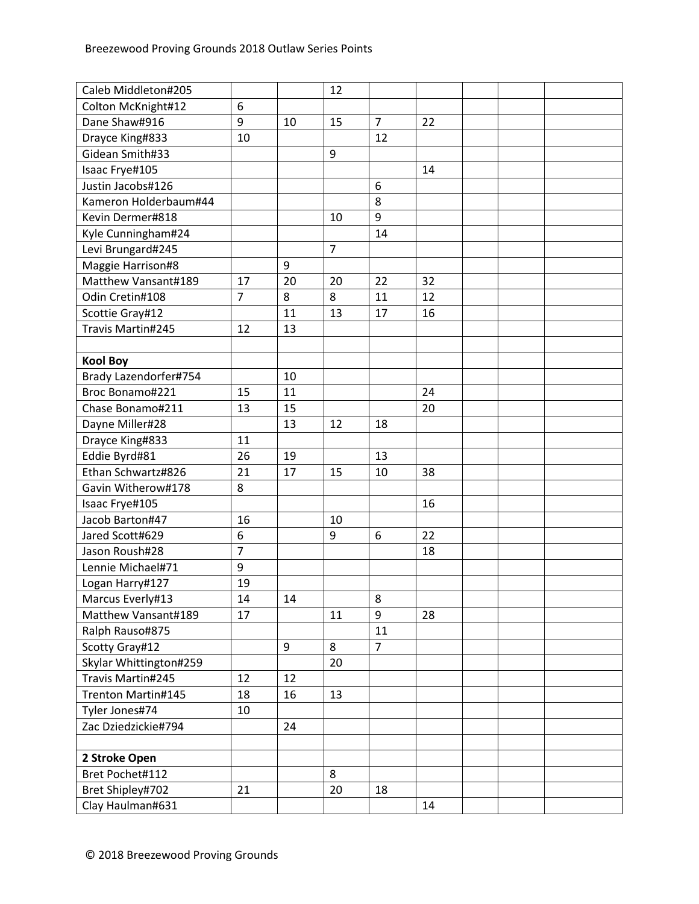| | | | | | | | | |
|---|---|---|---|---|---|---|---|---|
| Caleb Middleton#205 | | | 12 | | | | | |
| Colton McKnight#12 | 6 | | | | | | | |
| Dane Shaw#916 | 9 | 10 | 15 | 7 | 22 | | | |
| Drayce King#833 | 10 | | | 12 | | | | |
| Gidean Smith#33 | | | 9 | | | | | |
| Isaac Frye#105 | | | | | 14 | | | |
| Justin Jacobs#126 | | | | 6 | | | | |
| Kameron Holderbaum#44 | | | | 8 | | | | |
| Kevin Dermer#818 | | | 10 | 9 | | | | |
| Kyle Cunningham#24 | | | | 14 | | | | |
| Levi Brungard#245 | | | 7 | | | | | |
| Maggie Harrison#8 | | 9 | | | | | | |
| Matthew Vansant#189 | 17 | 20 | 20 | 22 | 32 | | | |
| Odin Cretin#108 | 7 | 8 | 8 | 11 | 12 | | | |
| Scottie Gray#12 | | 11 | 13 | 17 | 16 | | | |
| Travis Martin#245 | 12 | 13 | | | | | | |
| | | | | | | | | |
| **Kool Boy** | | | | | | | | |
| Brady Lazendorfer#754 | | 10 | | | | | | |
| Broc Bonamo#221 | 15 | 11 | | | 24 | | | |
| Chase Bonamo#211 | 13 | 15 | | | 20 | | | |
| Dayne Miller#28 | | 13 | 12 | 18 | | | | |
| Drayce King#833 | 11 | | | | | | | |
| Eddie Byrd#81 | 26 | 19 | | 13 | | | | |
| Ethan Schwartz#826 | 21 | 17 | 15 | 10 | 38 | | | |
| Gavin Witherow#178 | 8 | | | | | | | |
| Isaac Frye#105 | | | | | 16 | | | |
| Jacob Barton#47 | 16 | | 10 | | | | | |
| Jared Scott#629 | 6 | | 9 | 6 | 22 | | | |
| Jason Roush#28 | 7 | | | | 18 | | | |
| Lennie Michael#71 | 9 | | | | | | | |
| Logan Harry#127 | 19 | | | | | | | |
| Marcus Everly#13 | 14 | 14 | | 8 | | | | |
| Matthew Vansant#189 | 17 | | 11 | 9 | 28 | | | |
| Ralph Rauso#875 | | | | 11 | | | | |
| Scotty Gray#12 | | 9 | 8 | 7 | | | | |
| Skylar Whittington#259 | | | 20 | | | | | |
| Travis Martin#245 | 12 | 12 | | | | | | |
| Trenton Martin#145 | 18 | 16 | 13 | | | | | |
| Tyler Jones#74 | 10 | | | | | | | |
| Zac Dziedzickie#794 | | 24 | | | | | | |
| | | | | | | | | |
| **2 Stroke Open** | | | | | | | | |
| Bret Pochet#112 | | | 8 | | | | | |
| Bret Shipley#702 | 21 | | 20 | 18 | | | | |
| Clay Haulman#631 | | | | | 14 | | | |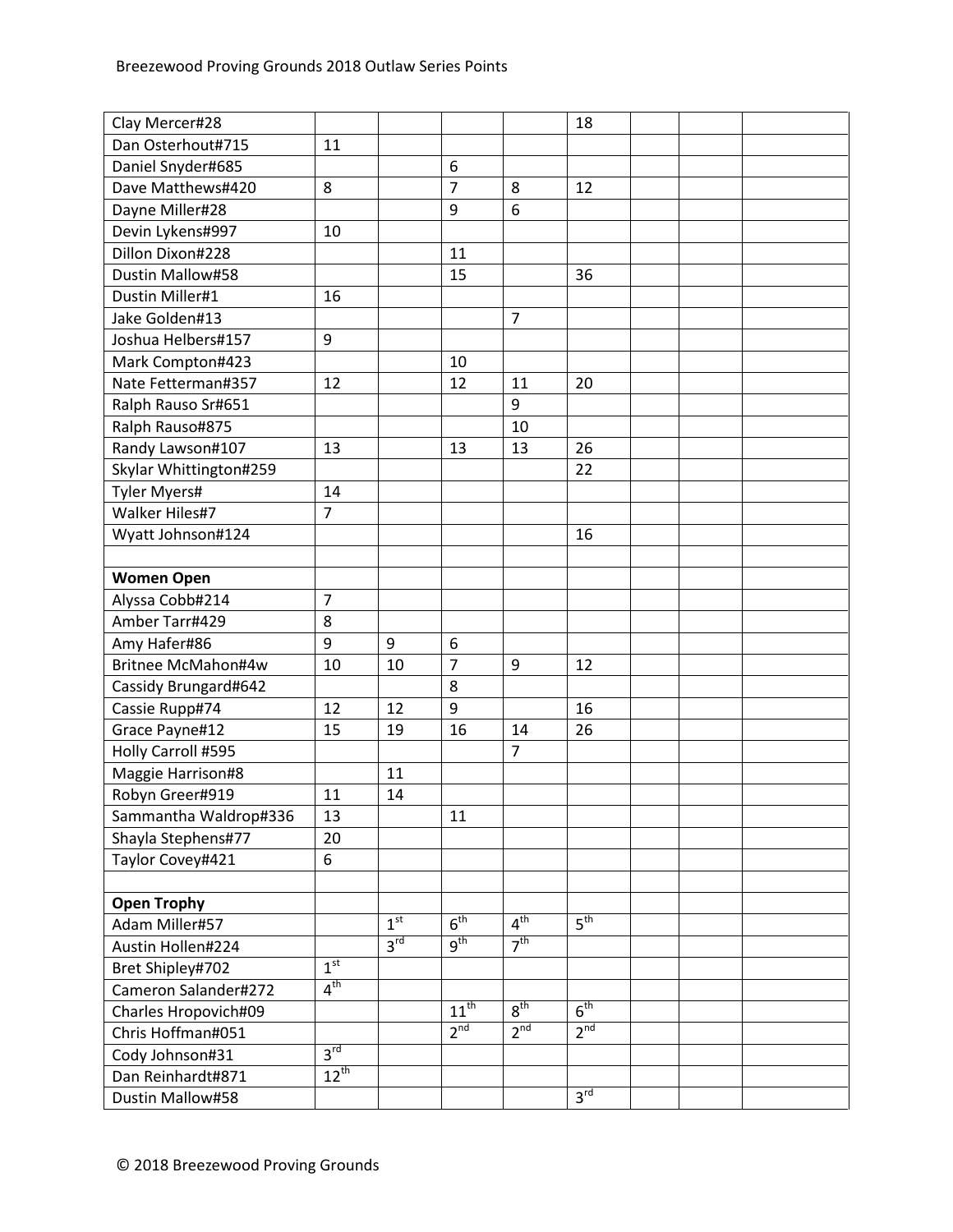| | | | | | | | | |
|---|---|---|---|---|---|---|---|---|
| Clay Mercer#28 | | | | | 18 | | | |
| Dan Osterhout#715 | 11 | | | | | | | |
| Daniel Snyder#685 | | | 6 | | | | | |
| Dave Matthews#420 | 8 | | 7 | 8 | 12 | | | |
| Dayne Miller#28 | | | 9 | 6 | | | | |
| Devin Lykens#997 | 10 | | | | | | | |
| Dillon Dixon#228 | | | 11 | | | | | |
| Dustin Mallow#58 | | | 15 | | 36 | | | |
| Dustin Miller#1 | 16 | | | | | | | |
| Jake Golden#13 | | | | 7 | | | | |
| Joshua Helbers#157 | 9 | | | | | | | |
| Mark Compton#423 | | | 10 | | | | | |
| Nate Fetterman#357 | 12 | | 12 | 11 | 20 | | | |
| Ralph Rauso Sr#651 | | | | 9 | | | | |
| Ralph Rauso#875 | | | | 10 | | | | |
| Randy Lawson#107 | 13 | | 13 | 13 | 26 | | | |
| Skylar Whittington#259 | | | | | 22 | | | |
| Tyler Myers# | 14 | | | | | | | |
| Walker Hiles#7 | 7 | | | | | | | |
| Wyatt Johnson#124 | | | | | 16 | | | |
| | | | | | | | | |
| **Women Open** | | | | | | | | |
| Alyssa Cobb#214 | 7 | | | | | | | |
| Amber Tarr#429 | 8 | | | | | | | |
| Amy Hafer#86 | 9 | 9 | 6 | | | | | |
| Britnee McMahon#4w | 10 | 10 | 7 | 9 | 12 | | | |
| Cassidy Brungard#642 | | | 8 | | | | | |
| Cassie Rupp#74 | 12 | 12 | 9 | | 16 | | | |
| Grace Payne#12 | 15 | 19 | 16 | 14 | 26 | | | |
| Holly Carroll #595 | | | | 7 | | | | |
| Maggie Harrison#8 | | 11 | | | | | | |
| Robyn Greer#919 | 11 | 14 | | | | | | |
| Sammantha Waldrop#336 | 13 | | 11 | | | | | |
| Shayla Stephens#77 | 20 | | | | | | | |
| Taylor Covey#421 | 6 | | | | | | | |
| | | | | | | | | |
| **Open Trophy** | | | | | | | | |
| Adam Miller#57 | | 1st | 6th | 4th | 5th | | | |
| Austin Hollen#224 | | 3rd | 9th | 7th | | | | |
| Bret Shipley#702 | 1st | | | | | | | |
| Cameron Salander#272 | 4th | | | | | | | |
| Charles Hropovich#09 | | | 11th | 8th | 6th | | | |
| Chris Hoffman#051 | | | 2nd | 2nd | 2nd | | | |
| Cody Johnson#31 | 3rd | | | | | | | |
| Dan Reinhardt#871 | 12th | | | | | | | |
| Dustin Mallow#58 | | | | | 3rd | | | |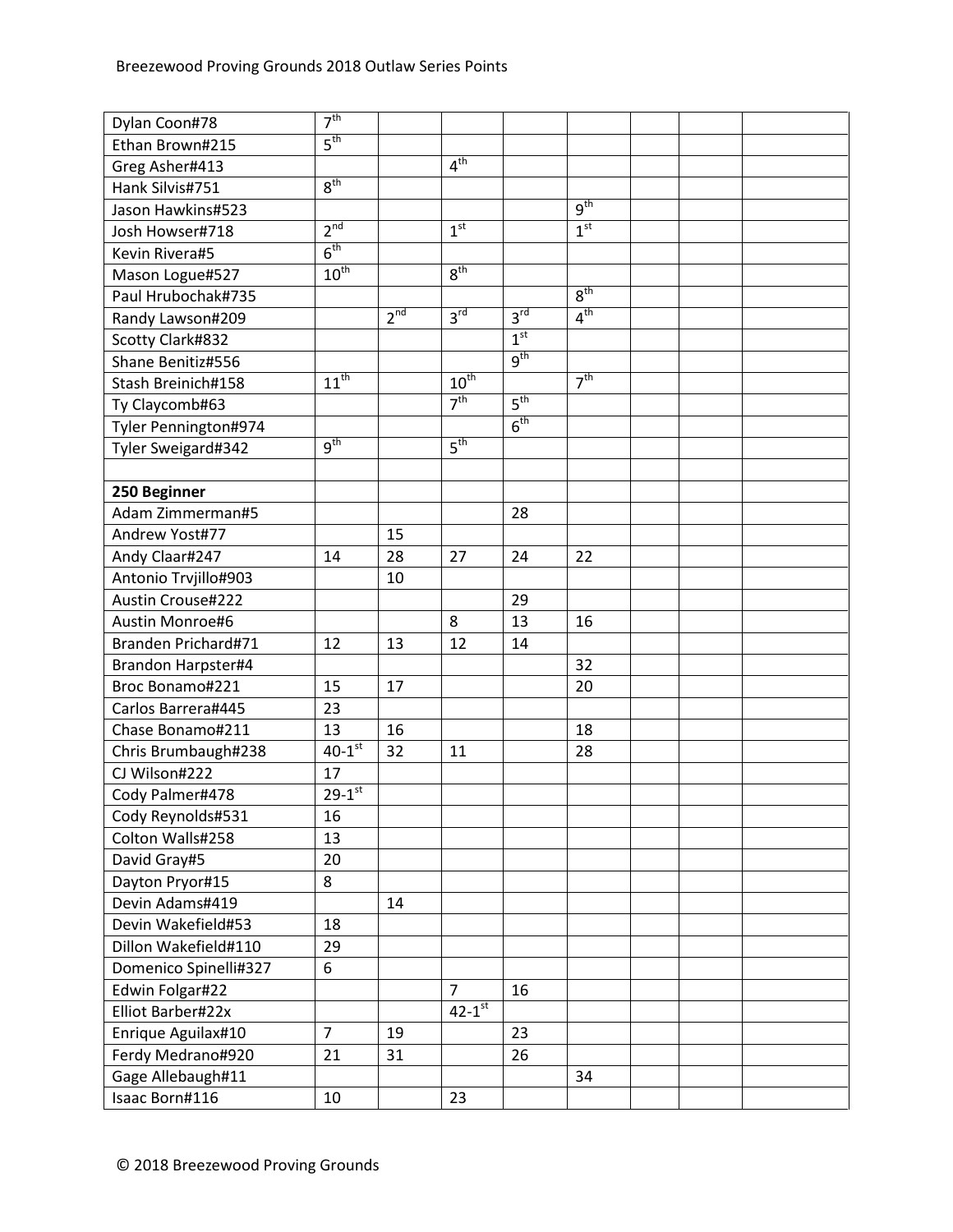| | | | | | | | | |
|---|---|---|---|---|---|---|---|---|
| Dylan Coon#78 | 7th | | | | | | | |
| Ethan Brown#215 | 5th | | | | | | | |
| Greg Asher#413 | | | 4th | | | | | |
| Hank Silvis#751 | 8th | | | | | | | |
| Jason Hawkins#523 | | | | | 9th | | | |
| Josh Howser#718 | 2nd | | 1st | | 1st | | | |
| Kevin Rivera#5 | 6th | | | | | | | |
| Mason Logue#527 | 10th | | 8th | | | | | |
| Paul Hrubochak#735 | | | | | 8th | | | |
| Randy Lawson#209 | | 2nd | 3rd | 3rd | 4th | | | |
| Scotty Clark#832 | | | | 1st | | | | |
| Shane Benitiz#556 | | | | 9th | | | | |
| Stash Breinich#158 | 11th | | 10th | | 7th | | | |
| Ty Claycomb#63 | | | 7th | 5th | | | | |
| Tyler Pennington#974 | | | | 6th | | | | |
| Tyler Sweigard#342 | 9th | | 5th | | | | | |
| | | | | | | | | |
| **250 Beginner** | | | | | | | | |
| Adam Zimmerman#5 | | | | 28 | | | | |
| Andrew Yost#77 | | 15 | | | | | | |
| Andy Claar#247 | 14 | 28 | 27 | 24 | 22 | | | |
| Antonio Trvjillo#903 | | 10 | | | | | | |
| Austin Crouse#222 | | | | 29 | | | | |
| Austin Monroe#6 | | | 8 | 13 | 16 | | | |
| Branden Prichard#71 | 12 | 13 | 12 | 14 | | | | |
| Brandon Harpster#4 | | | | | 32 | | | |
| Broc Bonamo#221 | 15 | 17 | | | 20 | | | |
| Carlos Barrera#445 | 23 | | | | | | | |
| Chase Bonamo#211 | 13 | 16 | | | 18 | | | |
| Chris Brumbaugh#238 | 40-1st | 32 | 11 | | 28 | | | |
| CJ Wilson#222 | 17 | | | | | | | |
| Cody Palmer#478 | 29-1st | | | | | | | |
| Cody Reynolds#531 | 16 | | | | | | | |
| Colton Walls#258 | 13 | | | | | | | |
| David Gray#5 | 20 | | | | | | | |
| Dayton Pryor#15 | 8 | | | | | | | |
| Devin Adams#419 | | 14 | | | | | | |
| Devin Wakefield#53 | 18 | | | | | | | |
| Dillon Wakefield#110 | 29 | | | | | | | |
| Domenico Spinelli#327 | 6 | | | | | | | |
| Edwin Folgar#22 | | | 7 | 16 | | | | |
| Elliot Barber#22x | | | 42-1st | | | | | |
| Enrique Aguilax#10 | 7 | 19 | | 23 | | | | |
| Ferdy Medrano#920 | 21 | 31 | | 26 | | | | |
| Gage Allebaugh#11 | | | | | 34 | | | |
| Isaac Born#116 | 10 | | 23 | | | | | |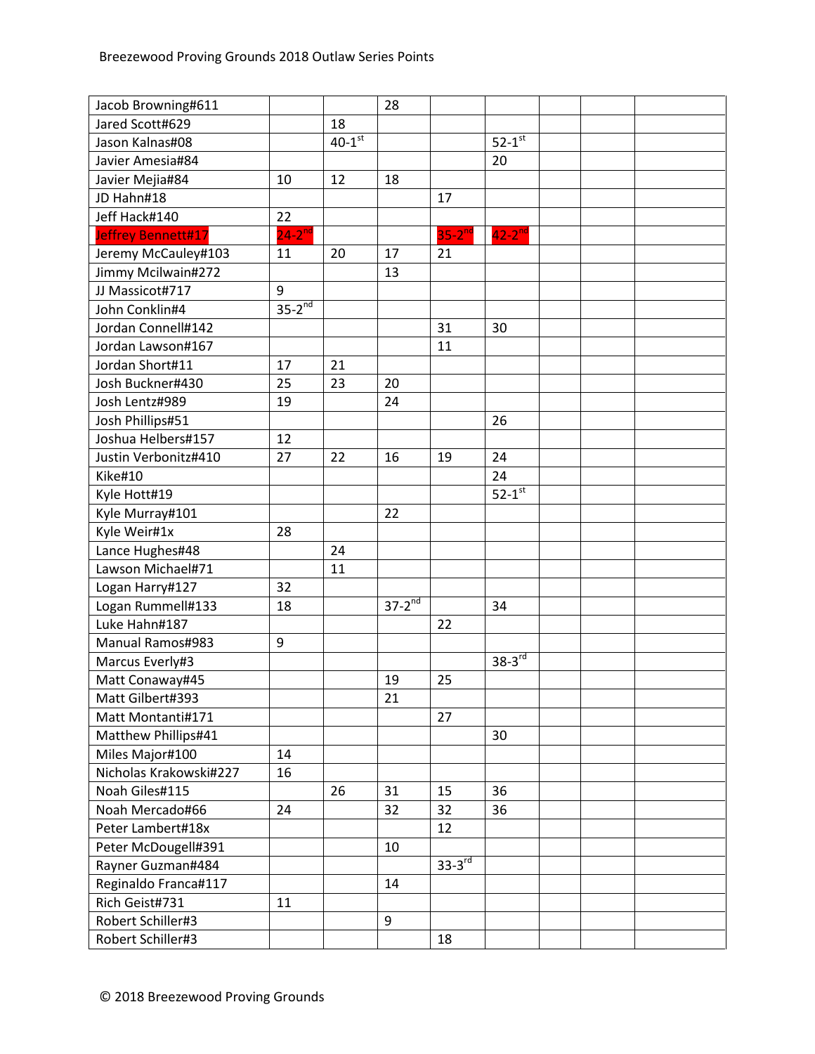| | | | | | | | | |
|---|---|---|---|---|---|---|---|---|
| Jacob Browning#611 | | | 28 | | | | | |
| Jared Scott#629 | | 18 | | | | | | |
| Jason Kalnas#08 | | 40-1st | | | 52-1st | | | |
| Javier Amesia#84 | | | | | 20 | | | |
| Javier Mejia#84 | 10 | 12 | 18 | | | | | |
| JD Hahn#18 | | | | 17 | | | | |
| Jeff Hack#140 | 22 | | | | | | | |
| Jeffrey Bennett#17 | 24-2nd | | | 35-2nd | 42-2nd | | | |
| Jeremy McCauley#103 | 11 | 20 | 17 | 21 | | | | |
| Jimmy Mcilwain#272 | | | 13 | | | | | |
| JJ Massicot#717 | 9 | | | | | | | |
| John Conklin#4 | 35-2nd | | | | | | | |
| Jordan Connell#142 | | | | 31 | 30 | | | |
| Jordan Lawson#167 | | | | 11 | | | | |
| Jordan Short#11 | 17 | 21 | | | | | | |
| Josh Buckner#430 | 25 | 23 | 20 | | | | | |
| Josh Lentz#989 | 19 | | 24 | | | | | |
| Josh Phillips#51 | | | | | 26 | | | |
| Joshua Helbers#157 | 12 | | | | | | | |
| Justin Verbonitz#410 | 27 | 22 | 16 | 19 | 24 | | | |
| Kike#10 | | | | | 24 | | | |
| Kyle Hott#19 | | | | | 52-1st | | | |
| Kyle Murray#101 | | | 22 | | | | | |
| Kyle Weir#1x | 28 | | | | | | | |
| Lance Hughes#48 | | 24 | | | | | | |
| Lawson Michael#71 | | 11 | | | | | | |
| Logan Harry#127 | 32 | | | | | | | |
| Logan Rummell#133 | 18 | | 37-2nd | | 34 | | | |
| Luke Hahn#187 | | | | 22 | | | | |
| Manual Ramos#983 | 9 | | | | | | | |
| Marcus Everly#3 | | | | | 38-3rd | | | |
| Matt Conaway#45 | | | 19 | 25 | | | | |
| Matt Gilbert#393 | | | 21 | | | | | |
| Matt Montanti#171 | | | | 27 | | | | |
| Matthew Phillips#41 | | | | | 30 | | | |
| Miles Major#100 | 14 | | | | | | | |
| Nicholas Krakowski#227 | 16 | | | | | | | |
| Noah Giles#115 | | 26 | 31 | 15 | 36 | | | |
| Noah Mercado#66 | 24 | | 32 | 32 | 36 | | | |
| Peter Lambert#18x | | | | 12 | | | | |
| Peter McDougell#391 | | | 10 | | | | | |
| Rayner Guzman#484 | | | | 33-3rd | | | | |
| Reginaldo Franca#117 | | | 14 | | | | | |
| Rich Geist#731 | 11 | | | | | | | |
| Robert Schiller#3 | | | 9 | | | | | |
| Robert Schiller#3 | | | | 18 | | | | |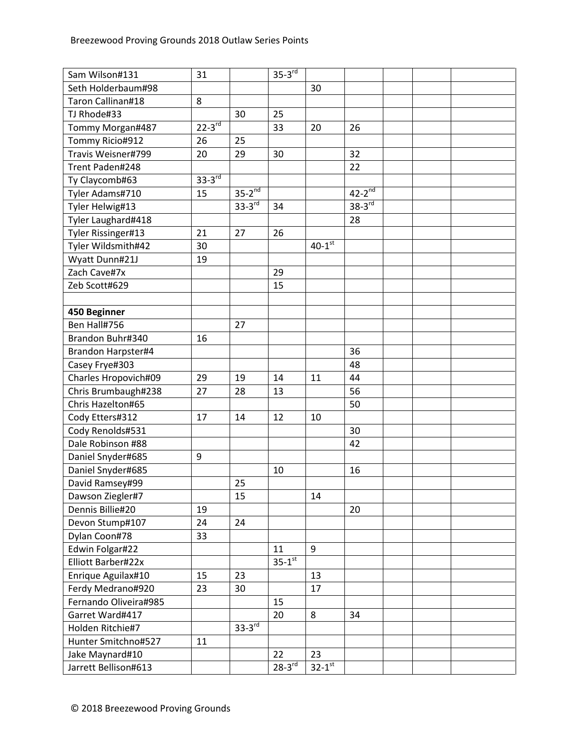| | | | | | | | | |
|---|---|---|---|---|---|---|---|---|
| Sam Wilson#131 | 31 | | 35-3rd | | | | | |
| Seth Holderbaum#98 | | | | 30 | | | | |
| Taron Callinan#18 | 8 | | | | | | | |
| TJ Rhode#33 | | 30 | 25 | | | | | |
| Tommy Morgan#487 | 22-3rd | | 33 | 20 | 26 | | | |
| Tommy Ricio#912 | 26 | 25 | | | | | | |
| Travis Weisner#799 | 20 | 29 | 30 | | 32 | | | |
| Trent Paden#248 | | | | | 22 | | | |
| Ty Claycomb#63 | 33-3rd | | | | | | | |
| Tyler Adams#710 | 15 | 35-2nd | | | 42-2nd | | | |
| Tyler Helwig#13 | | 33-3rd | 34 | | 38-3rd | | | |
| Tyler Laughard#418 | | | | | 28 | | | |
| Tyler Rissinger#13 | 21 | 27 | 26 | | | | | |
| Tyler Wildsmith#42 | 30 | | | 40-1st | | | | |
| Wyatt Dunn#21J | 19 | | | | | | | |
| Zach Cave#7x | | | 29 | | | | | |
| Zeb Scott#629 | | | 15 | | | | | |
| | | | | | | | | |
| **450 Beginner** | | | | | | | | |
| Ben Hall#756 | | 27 | | | | | | |
| Brandon Buhr#340 | 16 | | | | | | | |
| Brandon Harpster#4 | | | | | 36 | | | |
| Casey Frye#303 | | | | | 48 | | | |
| Charles Hropovich#09 | 29 | 19 | 14 | 11 | 44 | | | |
| Chris Brumbaugh#238 | 27 | 28 | 13 | | 56 | | | |
| Chris Hazelton#65 | | | | | 50 | | | |
| Cody Etters#312 | 17 | 14 | 12 | 10 | | | | |
| Cody Renolds#531 | | | | | 30 | | | |
| Dale Robinson #88 | | | | | 42 | | | |
| Daniel Snyder#685 | 9 | | | | | | | |
| Daniel Snyder#685 | | | 10 | | 16 | | | |
| David Ramsey#99 | | 25 | | | | | | |
| Dawson Ziegler#7 | | 15 | | 14 | | | | |
| Dennis Billie#20 | 19 | | | | 20 | | | |
| Devon Stump#107 | 24 | 24 | | | | | | |
| Dylan Coon#78 | 33 | | | | | | | |
| Edwin Folgar#22 | | | 11 | 9 | | | | |
| Elliott Barber#22x | | | 35-1st | | | | | |
| Enrique Aguilax#10 | 15 | 23 | | 13 | | | | |
| Ferdy Medrano#920 | 23 | 30 | | 17 | | | | |
| Fernando Oliveira#985 | | | 15 | | | | | |
| Garret Ward#417 | | | 20 | 8 | 34 | | | |
| Holden Ritchie#7 | | 33-3rd | | | | | | |
| Hunter Smitchno#527 | 11 | | | | | | | |
| Jake Maynard#10 | | | 22 | 23 | | | | |
| Jarrett Bellison#613 | | | 28-3rd | 32-1st | | | | |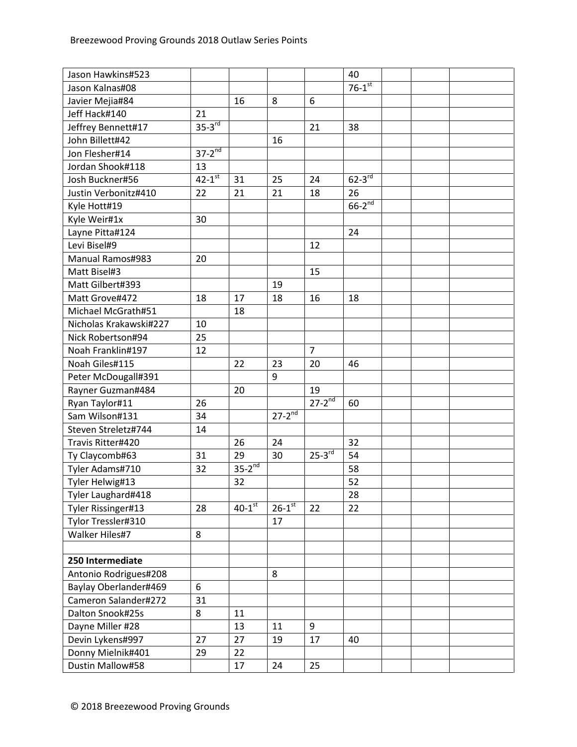| | | | | | | | | |
|---|---|---|---|---|---|---|---|---|
| Jason Hawkins#523 | | | | | 40 | | | |
| Jason Kalnas#08 | | | | | 76-1st | | | |
| Javier Mejia#84 | | 16 | 8 | 6 | | | | |
| Jeff Hack#140 | 21 | | | | | | | |
| Jeffrey Bennett#17 | 35-3rd | | | 21 | 38 | | | |
| John Billett#42 | | | 16 | | | | | |
| Jon Flesher#14 | 37-2nd | | | | | | | |
| Jordan Shook#118 | 13 | | | | | | | |
| Josh Buckner#56 | 42-1st | 31 | 25 | 24 | 62-3rd | | | |
| Justin Verbonitz#410 | 22 | 21 | 21 | 18 | 26 | | | |
| Kyle Hott#19 | | | | | 66-2nd | | | |
| Kyle Weir#1x | 30 | | | | | | | |
| Layne Pitta#124 | | | | | 24 | | | |
| Levi Bisel#9 | | | | 12 | | | | |
| Manual Ramos#983 | 20 | | | | | | | |
| Matt Bisel#3 | | | | 15 | | | | |
| Matt Gilbert#393 | | | 19 | | | | | |
| Matt Grove#472 | 18 | 17 | 18 | 16 | 18 | | | |
| Michael McGrath#51 | | 18 | | | | | | |
| Nicholas Krakawski#227 | 10 | | | | | | | |
| Nick Robertson#94 | 25 | | | | | | | |
| Noah Franklin#197 | 12 | | | 7 | | | | |
| Noah Giles#115 | | 22 | 23 | 20 | 46 | | | |
| Peter McDougall#391 | | | 9 | | | | | |
| Rayner Guzman#484 | | 20 | | 19 | | | | |
| Ryan Taylor#11 | 26 | | | 27-2nd | 60 | | | |
| Sam Wilson#131 | 34 | | 27-2nd | | | | | |
| Steven Streletz#744 | 14 | | | | | | | |
| Travis Ritter#420 | | 26 | 24 | | 32 | | | |
| Ty Claycomb#63 | 31 | 29 | 30 | 25-3rd | 54 | | | |
| Tyler Adams#710 | 32 | 35-2nd | | | 58 | | | |
| Tyler Helwig#13 | | 32 | | | 52 | | | |
| Tyler Laughard#418 | | | | | 28 | | | |
| Tyler Rissinger#13 | 28 | 40-1st | 26-1st | 22 | 22 | | | |
| Tylor Tressler#310 | | | 17 | | | | | |
| Walker Hiles#7 | 8 | | | | | | | |
| | | | | | | | | |
| **250 Intermediate** | | | | | | | | |
| Antonio Rodrigues#208 | | | 8 | | | | | |
| Baylay Oberlander#469 | 6 | | | | | | | |
| Cameron Salander#272 | 31 | | | | | | | |
| Dalton Snook#25s | 8 | 11 | | | | | | |
| Dayne Miller #28 | | 13 | 11 | 9 | | | | |
| Devin Lykens#997 | 27 | 27 | 19 | 17 | 40 | | | |
| Donny Mielnik#401 | 29 | 22 | | | | | | |
| Dustin Mallow#58 | | 17 | 24 | 25 | | | | |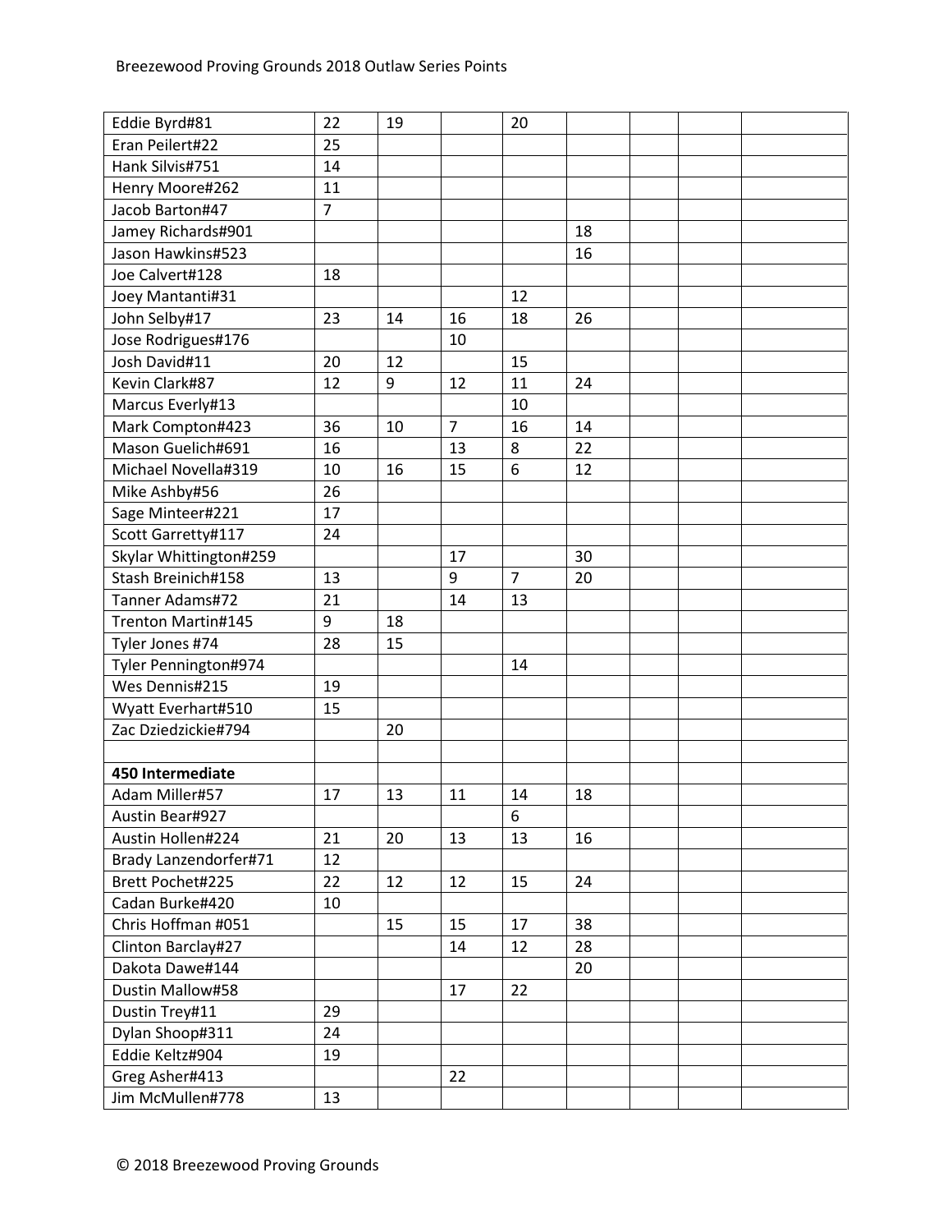Breezewood Proving Grounds 2018 Outlaw Series Points

| | | | | | | | | |
|---|---|---|---|---|---|---|---|---|
| Eddie Byrd#81 | 22 | 19 | | 20 | | | | |
| Eran Peilert#22 | 25 | | | | | | | |
| Hank Silvis#751 | 14 | | | | | | | |
| Henry Moore#262 | 11 | | | | | | | |
| Jacob Barton#47 | 7 | | | | | | | |
| Jamey Richards#901 | | | | | 18 | | | |
| Jason Hawkins#523 | | | | | 16 | | | |
| Joe Calvert#128 | 18 | | | | | | | |
| Joey Mantanti#31 | | | | 12 | | | | |
| John Selby#17 | 23 | 14 | 16 | 18 | 26 | | | |
| Jose Rodrigues#176 | | | 10 | | | | | |
| Josh David#11 | 20 | 12 | | 15 | | | | |
| Kevin Clark#87 | 12 | 9 | 12 | 11 | 24 | | | |
| Marcus Everly#13 | | | | 10 | | | | |
| Mark Compton#423 | 36 | 10 | 7 | 16 | 14 | | | |
| Mason Guelich#691 | 16 | | 13 | 8 | 22 | | | |
| Michael Novella#319 | 10 | 16 | 15 | 6 | 12 | | | |
| Mike Ashby#56 | 26 | | | | | | | |
| Sage Minteer#221 | 17 | | | | | | | |
| Scott Garretty#117 | 24 | | | | | | | |
| Skylar Whittington#259 | | | 17 | | 30 | | | |
| Stash Breinich#158 | 13 | | 9 | 7 | 20 | | | |
| Tanner Adams#72 | 21 | | 14 | 13 | | | | |
| Trenton Martin#145 | 9 | 18 | | | | | | |
| Tyler Jones #74 | 28 | 15 | | | | | | |
| Tyler Pennington#974 | | | | 14 | | | | |
| Wes Dennis#215 | 19 | | | | | | | |
| Wyatt Everhart#510 | 15 | | | | | | | |
| Zac Dziedzickie#794 | | 20 | | | | | | |
| | | | | | | | | |
| **450 Intermediate** | | | | | | | | |
| Adam Miller#57 | 17 | 13 | 11 | 14 | 18 | | | |
| Austin Bear#927 | | | | 6 | | | | |
| Austin Hollen#224 | 21 | 20 | 13 | 13 | 16 | | | |
| Brady Lanzendorfer#71 | 12 | | | | | | | |
| Brett Pochet#225 | 22 | 12 | 12 | 15 | 24 | | | |
| Cadan Burke#420 | 10 | | | | | | | |
| Chris Hoffman #051 | | 15 | 15 | 17 | 38 | | | |
| Clinton Barclay#27 | | | 14 | 12 | 28 | | | |
| Dakota Dawe#144 | | | | | 20 | | | |
| Dustin Mallow#58 | | | 17 | 22 | | | | |
| Dustin Trey#11 | 29 | | | | | | | |
| Dylan Shoop#311 | 24 | | | | | | | |
| Eddie Keltz#904 | 19 | | | | | | | |
| Greg Asher#413 | | | 22 | | | | | |
| Jim McMullen#778 | 13 | | | | | | | |

© 2018 Breezewood Proving Grounds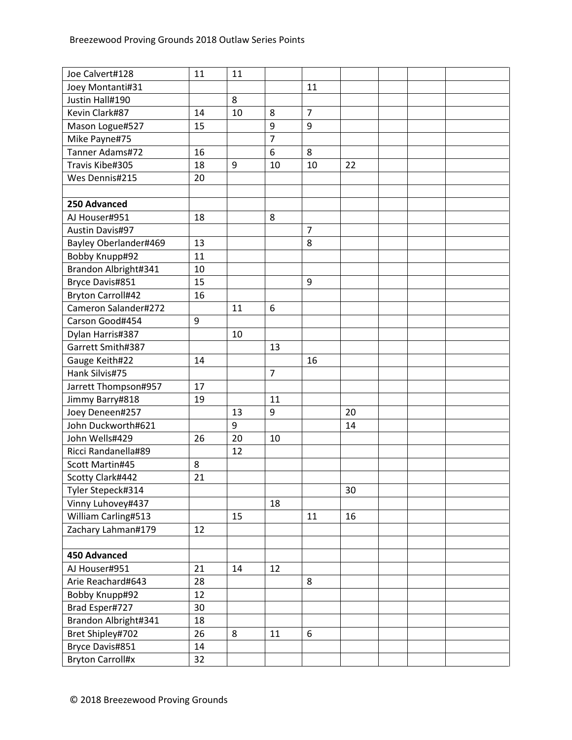| | | | | | | | | |
|---|---|---|---|---|---|---|---|---|
| Joe Calvert#128 | 11 | 11 | | | | | | |
| Joey Montanti#31 | | | | 11 | | | | |
| Justin Hall#190 | | 8 | | | | | | |
| Kevin Clark#87 | 14 | 10 | 8 | 7 | | | | |
| Mason Logue#527 | 15 | | 9 | 9 | | | | |
| Mike Payne#75 | | | 7 | | | | | |
| Tanner Adams#72 | 16 | | 6 | 8 | | | | |
| Travis Kibe#305 | 18 | 9 | 10 | 10 | 22 | | | |
| Wes Dennis#215 | 20 | | | | | | | |
| | | | | | | | | |
| **250 Advanced** | | | | | | | | |
| AJ Houser#951 | 18 | | 8 | | | | | |
| Austin Davis#97 | | | | 7 | | | | |
| Bayley Oberlander#469 | 13 | | | 8 | | | | |
| Bobby Knupp#92 | 11 | | | | | | | |
| Brandon Albright#341 | 10 | | | | | | | |
| Bryce Davis#851 | 15 | | | 9 | | | | |
| Bryton Carroll#42 | 16 | | | | | | | |
| Cameron Salander#272 | | 11 | 6 | | | | | |
| Carson Good#454 | 9 | | | | | | | |
| Dylan Harris#387 | | 10 | | | | | | |
| Garrett Smith#387 | | | 13 | | | | | |
| Gauge Keith#22 | 14 | | | 16 | | | | |
| Hank Silvis#75 | | | 7 | | | | | |
| Jarrett Thompson#957 | 17 | | | | | | | |
| Jimmy Barry#818 | 19 | | 11 | | | | | |
| Joey Deneen#257 | | 13 | 9 | | 20 | | | |
| John Duckworth#621 | | 9 | | | 14 | | | |
| John Wells#429 | 26 | 20 | 10 | | | | | |
| Ricci Randanella#89 | | 12 | | | | | | |
| Scott Martin#45 | 8 | | | | | | | |
| Scotty Clark#442 | 21 | | | | | | | |
| Tyler Stepeck#314 | | | | | 30 | | | |
| Vinny Luhovey#437 | | | 18 | | | | | |
| William Carling#513 | | 15 | | 11 | 16 | | | |
| Zachary Lahman#179 | 12 | | | | | | | |
| | | | | | | | | |
| **450 Advanced** | | | | | | | | |
| AJ Houser#951 | 21 | 14 | 12 | | | | | |
| Arie Reachard#643 | 28 | | | 8 | | | | |
| Bobby Knupp#92 | 12 | | | | | | | |
| Brad Esper#727 | 30 | | | | | | | |
| Brandon Albright#341 | 18 | | | | | | | |
| Bret Shipley#702 | 26 | 8 | 11 | 6 | | | | |
| Bryce Davis#851 | 14 | | | | | | | |
| Bryton Carroll#x | 32 | | | | | | | |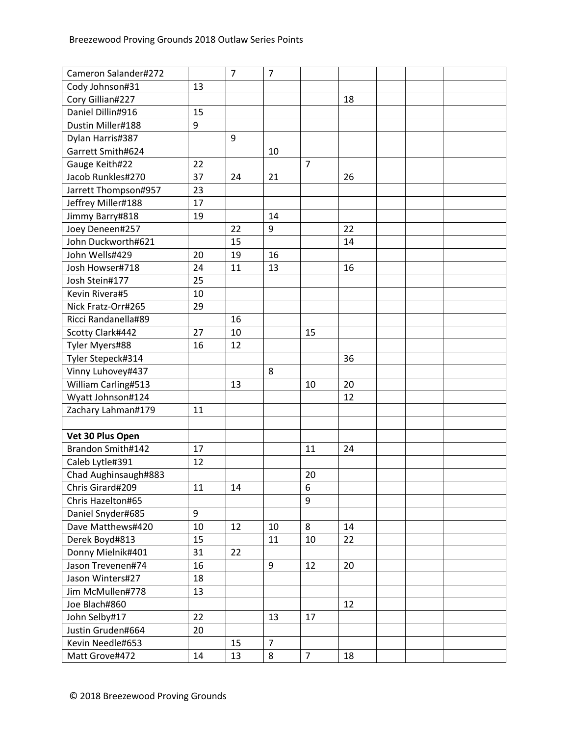| Cameron Salander#272 | | 7 | 7 | | | | | |
|---|---|---|---|---|---|---|---|---|
| Cody Johnson#31 | 13 | | | | | | | |
| Cory Gillian#227 | | | | | 18 | | | |
| Daniel Dillin#916 | 15 | | | | | | | |
| Dustin Miller#188 | 9 | | | | | | | |
| Dylan Harris#387 | | 9 | | | | | | |
| Garrett Smith#624 | | | 10 | | | | | |
| Gauge Keith#22 | 22 | | | 7 | | | | |
| Jacob Runkles#270 | 37 | 24 | 21 | | 26 | | | |
| Jarrett Thompson#957 | 23 | | | | | | | |
| Jeffrey Miller#188 | 17 | | | | | | | |
| Jimmy Barry#818 | 19 | | 14 | | | | | |
| Joey Deneen#257 | | 22 | 9 | | 22 | | | |
| John Duckworth#621 | | 15 | | | 14 | | | |
| John Wells#429 | 20 | 19 | 16 | | | | | |
| Josh Howser#718 | 24 | 11 | 13 | | 16 | | | |
| Josh Stein#177 | 25 | | | | | | | |
| Kevin Rivera#5 | 10 | | | | | | | |
| Nick Fratz-Orr#265 | 29 | | | | | | | |
| Ricci Randanella#89 | | 16 | | | | | | |
| Scotty Clark#442 | 27 | 10 | | 15 | | | | |
| Tyler Myers#88 | 16 | 12 | | | | | | |
| Tyler Stepeck#314 | | | | | 36 | | | |
| Vinny Luhovey#437 | | | 8 | | | | | |
| William Carling#513 | | 13 | | 10 | 20 | | | |
| Wyatt Johnson#124 | | | | | 12 | | | |
| Zachary Lahman#179 | 11 | | | | | | | |
| | | | | | | | | |
| **Vet 30 Plus Open** | | | | | | | | |
| Brandon Smith#142 | 17 | | | 11 | 24 | | | |
| Caleb Lytle#391 | 12 | | | | | | | |
| Chad Aughinsaugh#883 | | | | 20 | | | | |
| Chris Girard#209 | 11 | 14 | | 6 | | | | |
| Chris Hazelton#65 | | | | 9 | | | | |
| Daniel Snyder#685 | 9 | | | | | | | |
| Dave Matthews#420 | 10 | 12 | 10 | 8 | 14 | | | |
| Derek Boyd#813 | 15 | | 11 | 10 | 22 | | | |
| Donny Mielnik#401 | 31 | 22 | | | | | | |
| Jason Trevenen#74 | 16 | | 9 | 12 | 20 | | | |
| Jason Winters#27 | 18 | | | | | | | |
| Jim McMullen#778 | 13 | | | | | | | |
| Joe Blach#860 | | | | | 12 | | | |
| John Selby#17 | 22 | | 13 | 17 | | | | |
| Justin Gruden#664 | 20 | | | | | | | |
| Kevin Needle#653 | | 15 | 7 | | | | | |
| Matt Grove#472 | 14 | 13 | 8 | 7 | 18 | | | |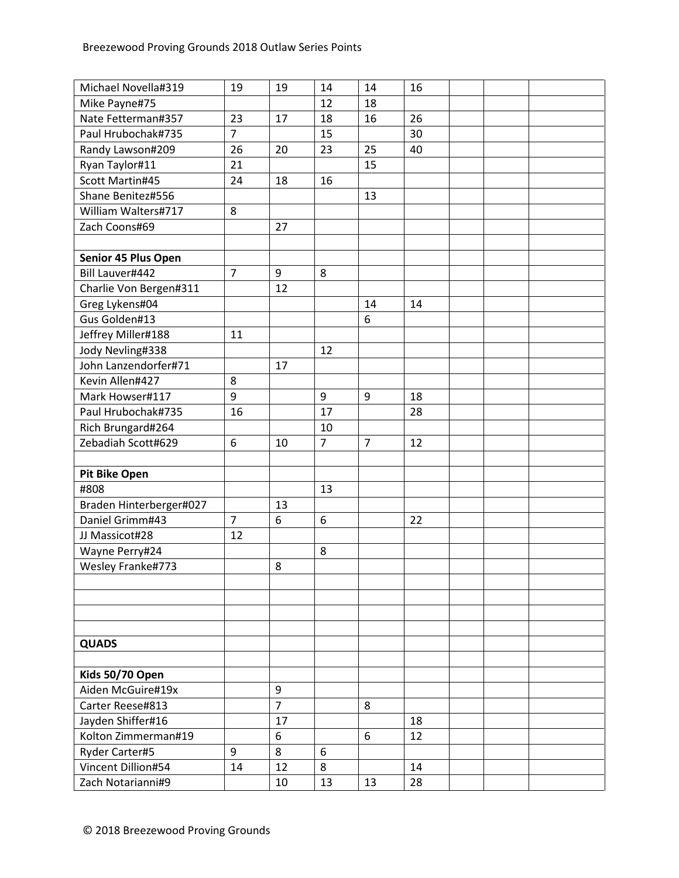| | | | | | | | | |
|---|---|---|---|---|---|---|---|---|
| Michael Novella#319 | 19 | 19 | 14 | 14 | 16 | | | |
| Mike Payne#75 | | | 12 | 18 | | | | |
| Nate Fetterman#357 | 23 | 17 | 18 | 16 | 26 | | | |
| Paul Hrubochak#735 | 7 | | 15 | | 30 | | | |
| Randy Lawson#209 | 26 | 20 | 23 | 25 | 40 | | | |
| Ryan Taylor#11 | 21 | | | 15 | | | | |
| Scott Martin#45 | 24 | 18 | 16 | | | | | |
| Shane Benitez#556 | | | | 13 | | | | |
| William Walters#717 | 8 | | | | | | | |
| Zach Coons#69 | | 27 | | | | | | |
| | | | | | | | | |
| **Senior 45 Plus Open** | | | | | | | | |
| Bill Lauver#442 | 7 | 9 | 8 | | | | | |
| Charlie Von Bergen#311 | | 12 | | | | | | |
| Greg Lykens#04 | | | | 14 | 14 | | | |
| Gus Golden#13 | | | | 6 | | | | |
| Jeffrey Miller#188 | 11 | | | | | | | |
| Jody Nevling#338 | | | 12 | | | | | |
| John Lanzendorfer#71 | | 17 | | | | | | |
| Kevin Allen#427 | 8 | | | | | | | |
| Mark Howser#117 | 9 | | 9 | 9 | 18 | | | |
| Paul Hrubochak#735 | 16 | | 17 | | 28 | | | |
| Rich Brungard#264 | | | 10 | | | | | |
| Zebadiah Scott#629 | 6 | 10 | 7 | 7 | 12 | | | |
| | | | | | | | | |
| **Pit Bike Open** | | | | | | | | |
| #808 | | | 13 | | | | | |
| Braden Hinterberger#027 | | 13 | | | | | | |
| Daniel Grimm#43 | 7 | 6 | 6 | | 22 | | | |
| JJ Massicot#28 | 12 | | | | | | | |
| Wayne Perry#24 | | | 8 | | | | | |
| Wesley Franke#773 | | 8 | | | | | | |
| | | | | | | | | |
| | | | | | | | | |
| | | | | | | | | |
| | | | | | | | | |
| **QUADS** | | | | | | | | |
| | | | | | | | | |
| **Kids 50/70 Open** | | | | | | | | |
| Aiden McGuire#19x | | 9 | | | | | | |
| Carter Reese#813 | | 7 | | 8 | | | | |
| Jayden Shiffer#16 | | 17 | | | 18 | | | |
| Kolton Zimmerman#19 | | 6 | | 6 | 12 | | | |
| Ryder Carter#5 | 9 | 8 | 6 | | | | | |
| Vincent Dillion#54 | 14 | 12 | 8 | | 14 | | | |
| Zach Notarianni#9 | | 10 | 13 | 13 | 28 | | | |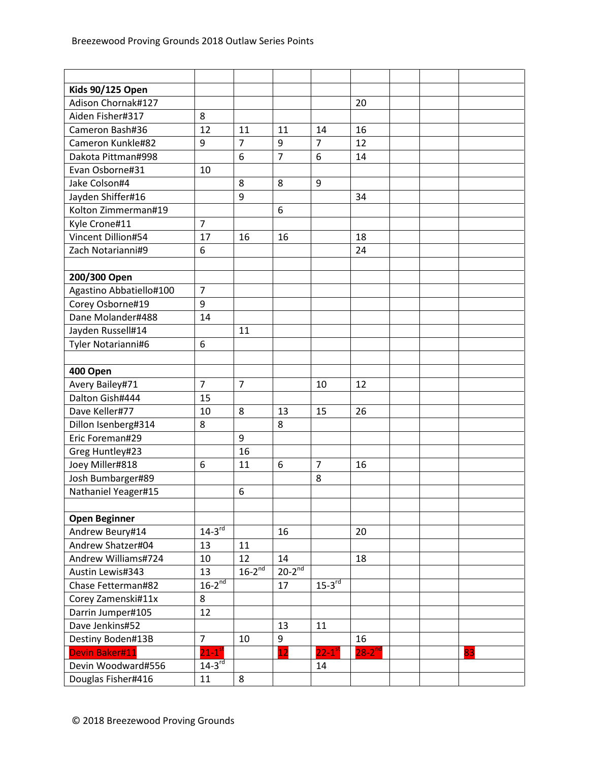| | | | | | | | | |
|---|---|---|---|---|---|---|---|---|
| **Kids 90/125 Open** | | | | | | | | |
| Adison Chornak#127 | | | | | 20 | | | |
| Aiden Fisher#317 | 8 | | | | | | | |
| Cameron Bash#36 | 12 | 11 | 11 | 14 | 16 | | | |
| Cameron Kunkle#82 | 9 | 7 | 9 | 7 | 12 | | | |
| Dakota Pittman#998 | | 6 | 7 | 6 | 14 | | | |
| Evan Osborne#31 | 10 | | | | | | | |
| Jake Colson#4 | | 8 | 8 | 9 | | | | |
| Jayden Shiffer#16 | | 9 | | | 34 | | | |
| Kolton Zimmerman#19 | | | 6 | | | | | |
| Kyle Crone#11 | 7 | | | | | | | |
| Vincent Dillion#54 | 17 | 16 | 16 | | 18 | | | |
| Zach Notarianni#9 | 6 | | | | 24 | | | |
| | | | | | | | | |
| **200/300 Open** | | | | | | | | |
| Agastino Abbatiello#100 | 7 | | | | | | | |
| Corey Osborne#19 | 9 | | | | | | | |
| Dane Molander#488 | 14 | | | | | | | |
| Jayden Russell#14 | | 11 | | | | | | |
| Tyler Notarianni#6 | 6 | | | | | | | |
| | | | | | | | | |
| **400 Open** | | | | | | | | |
| Avery Bailey#71 | 7 | 7 | | 10 | 12 | | | |
| Dalton Gish#444 | 15 | | | | | | | |
| Dave Keller#77 | 10 | 8 | 13 | 15 | 26 | | | |
| Dillon Isenberg#314 | 8 | | 8 | | | | | |
| Eric Foreman#29 | | 9 | | | | | | |
| Greg Huntley#23 | | 16 | | | | | | |
| Joey Miller#818 | 6 | 11 | 6 | 7 | 16 | | | |
| Josh Bumbarger#89 | | | | 8 | | | | |
| Nathaniel Yeager#15 | | 6 | | | | | | |
| | | | | | | | | |
| **Open Beginner** | | | | | | | | |
| Andrew Beury#14 | 14-3rd | | 16 | | 20 | | | |
| Andrew Shatzer#04 | 13 | 11 | | | | | | |
| Andrew Williams#724 | 10 | 12 | 14 | | 18 | | | |
| Austin Lewis#343 | 13 | 16-2nd | 20-2nd | | | | | |
| Chase Fetterman#82 | 16-2nd | | 17 | 15-3rd | | | | |
| Corey Zamenski#11x | 8 | | | | | | | |
| Darrin Jumper#105 | 12 | | | | | | | |
| Dave Jenkins#52 | | | 13 | 11 | | | | |
| Destiny Boden#13B | 7 | 10 | 9 | | 16 | | | |
| Devin Baker#11 | 21-1st | | 12 | 22-1st | 28-2nd | | | 83 |
| Devin Woodward#556 | 14-3rd | | | 14 | | | | |
| Douglas Fisher#416 | 11 | 8 | | | | | | |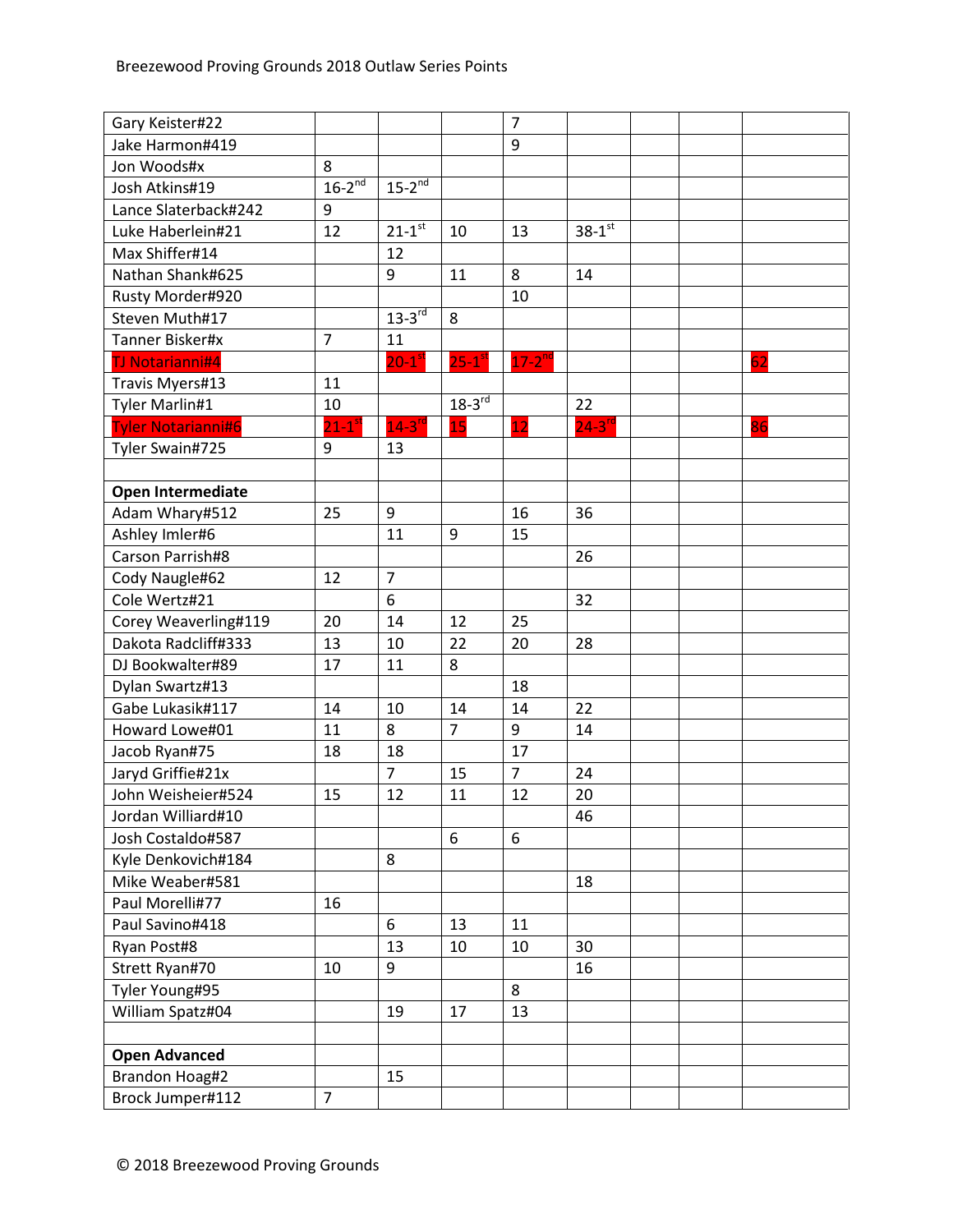| Gary Keister#22 | | | | 7 | | | | |
|---|---|---|---|---|---|---|---|---|
| Jake Harmon#419 | | | | 9 | | | | |
| Jon Woods#x | 8 | | | | | | | |
| Josh Atkins#19 | 16-2nd | 15-2nd | | | | | | |
| Lance Slaterback#242 | 9 | | | | | | | |
| Luke Haberlein#21 | 12 | 21-1st | 10 | 13 | 38-1st | | | |
| Max Shiffer#14 | | 12 | | | | | | |
| Nathan Shank#625 | | 9 | 11 | 8 | 14 | | | |
| Rusty Morder#920 | | | | 10 | | | | |
| Steven Muth#17 | | 13-3rd | 8 | | | | | |
| Tanner Bisker#x | 7 | 11 | | | | | | |
| TJ Notarianni#4 | | 20-1st | 25-1st | 17-2nd | | | | 62 |
| Travis Myers#13 | 11 | | | | | | | |
| Tyler Marlin#1 | 10 | | 18-3rd | | 22 | | | |
| Tyler Notarianni#6 | 21-1st | 14-3rd | 15 | 12 | 24-3rd | | | 86 |
| Tyler Swain#725 | 9 | 13 | | | | | | |
| | | | | | | | | |
| **Open Intermediate** | | | | | | | | |
| Adam Whary#512 | 25 | 9 | | 16 | 36 | | | |
| Ashley Imler#6 | | 11 | 9 | 15 | | | | |
| Carson Parrish#8 | | | | | 26 | | | |
| Cody Naugle#62 | 12 | 7 | | | | | | |
| Cole Wertz#21 | | 6 | | | 32 | | | |
| Corey Weaverling#119 | 20 | 14 | 12 | 25 | | | | |
| Dakota Radcliff#333 | 13 | 10 | 22 | 20 | 28 | | | |
| DJ Bookwalter#89 | 17 | 11 | 8 | | | | | |
| Dylan Swartz#13 | | | | 18 | | | | |
| Gabe Lukasik#117 | 14 | 10 | 14 | 14 | 22 | | | |
| Howard Lowe#01 | 11 | 8 | 7 | 9 | 14 | | | |
| Jacob Ryan#75 | 18 | 18 | | 17 | | | | |
| Jaryd Griffie#21x | | 7 | 15 | 7 | 24 | | | |
| John Weisheier#524 | 15 | 12 | 11 | 12 | 20 | | | |
| Jordan Williard#10 | | | | | 46 | | | |
| Josh Costaldo#587 | | | 6 | 6 | | | | |
| Kyle Denkovich#184 | | 8 | | | | | | |
| Mike Weaber#581 | | | | | 18 | | | |
| Paul Morelli#77 | 16 | | | | | | | |
| Paul Savino#418 | | 6 | 13 | 11 | | | | |
| Ryan Post#8 | | 13 | 10 | 10 | 30 | | | |
| Strett Ryan#70 | 10 | 9 | | | 16 | | | |
| Tyler Young#95 | | | | 8 | | | | |
| William Spatz#04 | | 19 | 17 | 13 | | | | |
| | | | | | | | | |
| **Open Advanced** | | | | | | | | |
| Brandon Hoag#2 | | 15 | | | | | | |
| Brock Jumper#112 | 7 | | | | | | | |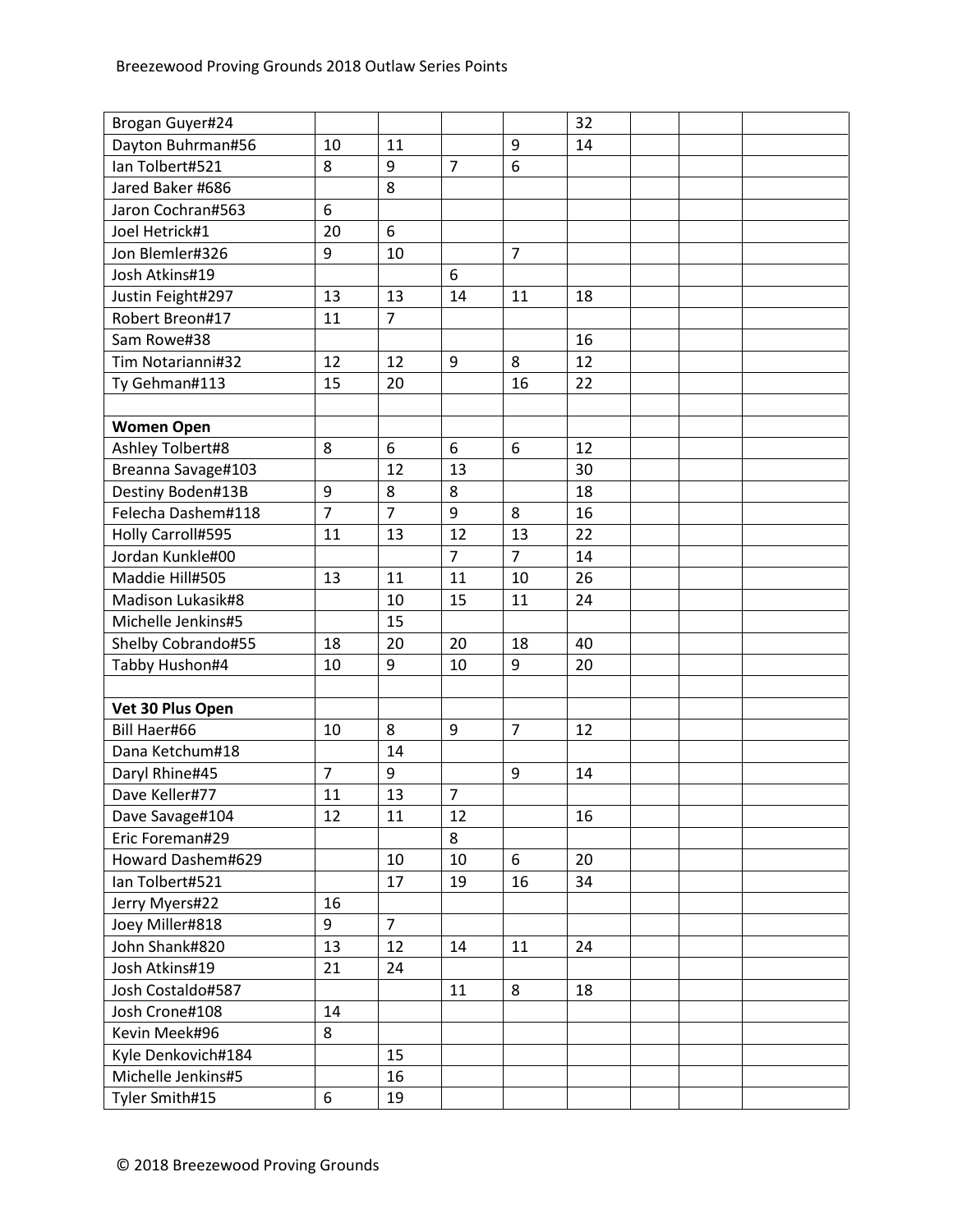| | | | | | | | | |
|---|---|---|---|---|---|---|---|---|
| Brogan Guyer#24 | | | | | 32 | | | |
| Dayton Buhrman#56 | 10 | 11 | | 9 | 14 | | | |
| Ian Tolbert#521 | 8 | 9 | 7 | 6 | | | | |
| Jared Baker #686 | | 8 | | | | | | |
| Jaron Cochran#563 | 6 | | | | | | | |
| Joel Hetrick#1 | 20 | 6 | | | | | | |
| Jon Blemler#326 | 9 | 10 | | 7 | | | | |
| Josh Atkins#19 | | | 6 | | | | | |
| Justin Feight#297 | 13 | 13 | 14 | 11 | 18 | | | |
| Robert Breon#17 | 11 | 7 | | | | | | |
| Sam Rowe#38 | | | | | 16 | | | |
| Tim Notarianni#32 | 12 | 12 | 9 | 8 | 12 | | | |
| Ty Gehman#113 | 15 | 20 | | 16 | 22 | | | |
| | | | | | | | | |
| **Women Open** | | | | | | | | |
| Ashley Tolbert#8 | 8 | 6 | 6 | 6 | 12 | | | |
| Breanna Savage#103 | | 12 | 13 | | 30 | | | |
| Destiny Boden#13B | 9 | 8 | 8 | | 18 | | | |
| Felecha Dashem#118 | 7 | 7 | 9 | 8 | 16 | | | |
| Holly Carroll#595 | 11 | 13 | 12 | 13 | 22 | | | |
| Jordan Kunkle#00 | | | 7 | 7 | 14 | | | |
| Maddie Hill#505 | 13 | 11 | 11 | 10 | 26 | | | |
| Madison Lukasik#8 | | 10 | 15 | 11 | 24 | | | |
| Michelle Jenkins#5 | | 15 | | | | | | |
| Shelby Cobrando#55 | 18 | 20 | 20 | 18 | 40 | | | |
| Tabby Hushon#4 | 10 | 9 | 10 | 9 | 20 | | | |
| | | | | | | | | |
| **Vet 30 Plus Open** | | | | | | | | |
| Bill Haer#66 | 10 | 8 | 9 | 7 | 12 | | | |
| Dana Ketchum#18 | | 14 | | | | | | |
| Daryl Rhine#45 | 7 | 9 | | 9 | 14 | | | |
| Dave Keller#77 | 11 | 13 | 7 | | | | | |
| Dave Savage#104 | 12 | 11 | 12 | | 16 | | | |
| Eric Foreman#29 | | | 8 | | | | | |
| Howard Dashem#629 | | 10 | 10 | 6 | 20 | | | |
| Ian Tolbert#521 | | 17 | 19 | 16 | 34 | | | |
| Jerry Myers#22 | 16 | | | | | | | |
| Joey Miller#818 | 9 | 7 | | | | | | |
| John Shank#820 | 13 | 12 | 14 | 11 | 24 | | | |
| Josh Atkins#19 | 21 | 24 | | | | | | |
| Josh Costaldo#587 | | | 11 | 8 | 18 | | | |
| Josh Crone#108 | 14 | | | | | | | |
| Kevin Meek#96 | 8 | | | | | | | |
| Kyle Denkovich#184 | | 15 | | | | | | |
| Michelle Jenkins#5 | | 16 | | | | | | |
| Tyler Smith#15 | 6 | 19 | | | | | | |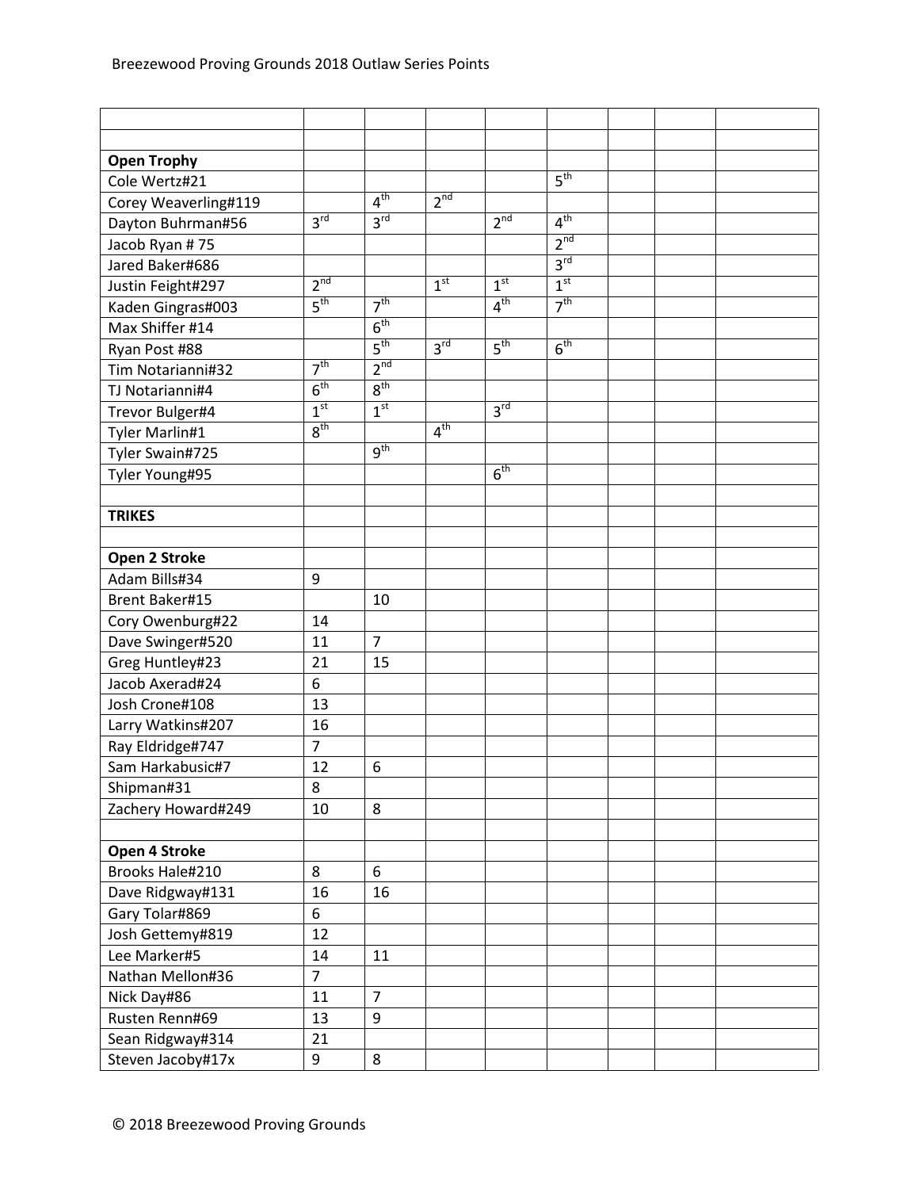| | | | | | | | | |
|---|---|---|---|---|---|---|---|---|
| | | | | | | | | |
| **Open Trophy** | | | | | | | | |
| Cole Wertz#21 | | | | | 5th | | | |
| Corey Weaverling#119 | | 4th | 2nd | | | | | |
| Dayton Buhrman#56 | 3rd | 3rd | | 2nd | 4th | | | |
| Jacob Ryan # 75 | | | | | 2nd | | | |
| Jared Baker#686 | | | | | 3rd | | | |
| Justin Feight#297 | 2nd | | 1st | 1st | 1st | | | |
| Kaden Gingras#003 | 5th | 7th | | 4th | 7th | | | |
| Max Shiffer #14 | | 6th | | | | | | |
| Ryan Post #88 | | 5th | 3rd | 5th | 6th | | | |
| Tim Notarianni#32 | 7th | 2nd | | | | | | |
| TJ Notarianni#4 | 6th | 8th | | | | | | |
| Trevor Bulger#4 | 1st | 1st | | 3rd | | | | |
| Tyler Marlin#1 | 8th | | 4th | | | | | |
| Tyler Swain#725 | | 9th | | | | | | |
| Tyler Young#95 | | | | 6th | | | | |
| | | | | | | | | |
| **TRIKES** | | | | | | | | |
| | | | | | | | | |
| **Open 2 Stroke** | | | | | | | | |
| Adam Bills#34 | 9 | | | | | | | |
| Brent Baker#15 | | 10 | | | | | | |
| Cory Owenburg#22 | 14 | | | | | | | |
| Dave Swinger#520 | 11 | 7 | | | | | | |
| Greg Huntley#23 | 21 | 15 | | | | | | |
| Jacob Axerad#24 | 6 | | | | | | | |
| Josh Crone#108 | 13 | | | | | | | |
| Larry Watkins#207 | 16 | | | | | | | |
| Ray Eldridge#747 | 7 | | | | | | | |
| Sam Harkabusic#7 | 12 | 6 | | | | | | |
| Shipman#31 | 8 | | | | | | | |
| Zachery Howard#249 | 10 | 8 | | | | | | |
| | | | | | | | | |
| **Open 4 Stroke** | | | | | | | | |
| Brooks Hale#210 | 8 | 6 | | | | | | |
| Dave Ridgway#131 | 16 | 16 | | | | | | |
| Gary Tolar#869 | 6 | | | | | | | |
| Josh Gettemy#819 | 12 | | | | | | | |
| Lee Marker#5 | 14 | 11 | | | | | | |
| Nathan Mellon#36 | 7 | | | | | | | |
| Nick Day#86 | 11 | 7 | | | | | | |
| Rusten Renn#69 | 13 | 9 | | | | | | |
| Sean Ridgway#314 | 21 | | | | | | | |
| Steven Jacoby#17x | 9 | 8 | | | | | | |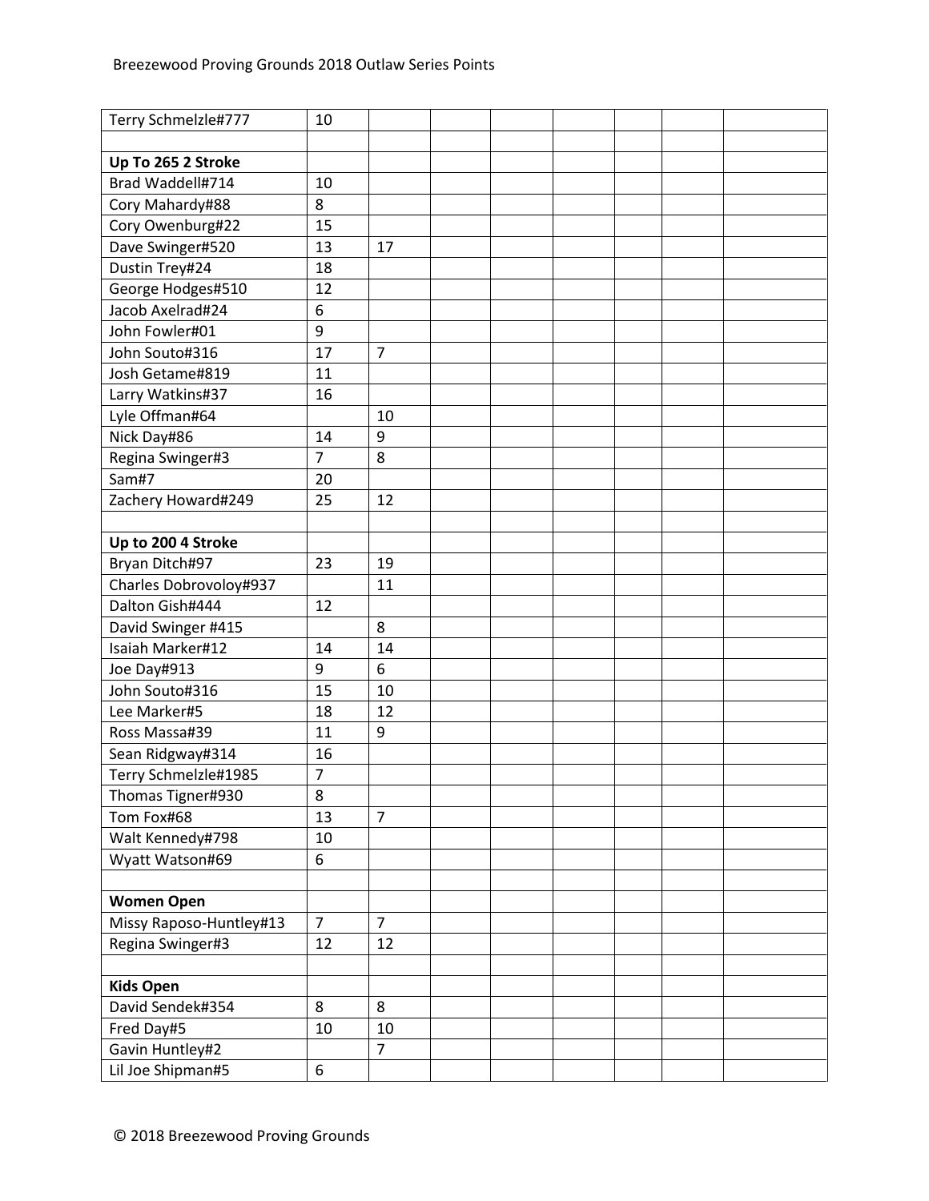Breezewood Proving Grounds 2018 Outlaw Series Points

| | | | | | | | | |
|---|---|---|---|---|---|---|---|---|
| Terry Schmelzle#777 | 10 | | | | | | | |
| | | | | | | | | |
| **Up To 265 2 Stroke** | | | | | | | | |
| Brad Waddell#714 | 10 | | | | | | | |
| Cory Mahardy#88 | 8 | | | | | | | |
| Cory Owenburg#22 | 15 | | | | | | | |
| Dave Swinger#520 | 13 | 17 | | | | | | |
| Dustin Trey#24 | 18 | | | | | | | |
| George Hodges#510 | 12 | | | | | | | |
| Jacob Axelrad#24 | 6 | | | | | | | |
| John Fowler#01 | 9 | | | | | | | |
| John Souto#316 | 17 | 7 | | | | | | |
| Josh Getame#819 | 11 | | | | | | | |
| Larry Watkins#37 | 16 | | | | | | | |
| Lyle Offman#64 | | 10 | | | | | | |
| Nick Day#86 | 14 | 9 | | | | | | |
| Regina Swinger#3 | 7 | 8 | | | | | | |
| Sam#7 | 20 | | | | | | | |
| Zachery Howard#249 | 25 | 12 | | | | | | |
| | | | | | | | | |
| **Up to 200 4 Stroke** | | | | | | | | |
| Bryan Ditch#97 | 23 | 19 | | | | | | |
| Charles Dobrovoloy#937 | | 11 | | | | | | |
| Dalton Gish#444 | 12 | | | | | | | |
| David Swinger #415 | | 8 | | | | | | |
| Isaiah Marker#12 | 14 | 14 | | | | | | |
| Joe Day#913 | 9 | 6 | | | | | | |
| John Souto#316 | 15 | 10 | | | | | | |
| Lee Marker#5 | 18 | 12 | | | | | | |
| Ross Massa#39 | 11 | 9 | | | | | | |
| Sean Ridgway#314 | 16 | | | | | | | |
| Terry Schmelzle#1985 | 7 | | | | | | | |
| Thomas Tigner#930 | 8 | | | | | | | |
| Tom Fox#68 | 13 | 7 | | | | | | |
| Walt Kennedy#798 | 10 | | | | | | | |
| Wyatt Watson#69 | 6 | | | | | | | |
| | | | | | | | | |
| **Women Open** | | | | | | | | |
| Missy Raposo-Huntley#13 | 7 | 7 | | | | | | |
| Regina Swinger#3 | 12 | 12 | | | | | | |
| | | | | | | | | |
| **Kids Open** | | | | | | | | |
| David Sendek#354 | 8 | 8 | | | | | | |
| Fred Day#5 | 10 | 10 | | | | | | |
| Gavin Huntley#2 | | 7 | | | | | | |
| Lil Joe Shipman#5 | 6 | | | | | | | |

© 2018 Breezewood Proving Grounds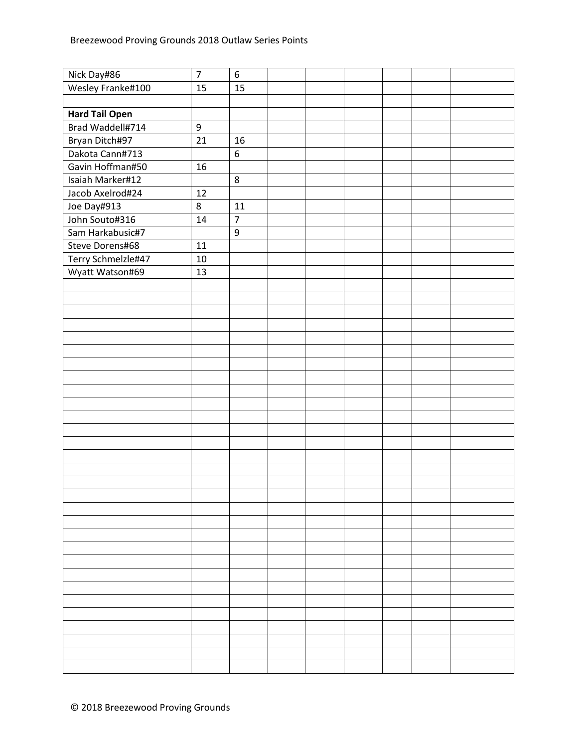| | | | | | | | | |
|---|---|---|---|---|---|---|---|---|
| Nick Day#86 | 7 | 6 | | | | | | |
| Wesley Franke#100 | 15 | 15 | | | | | | |
| | | | | | | | | |
| **Hard Tail Open** | | | | | | | | |
| Brad Waddell#714 | 9 | | | | | | | |
| Bryan Ditch#97 | 21 | 16 | | | | | | |
| Dakota Cann#713 | | 6 | | | | | | |
| Gavin Hoffman#50 | 16 | | | | | | | |
| Isaiah Marker#12 | | 8 | | | | | | |
| Jacob Axelrod#24 | 12 | | | | | | | |
| Joe Day#913 | 8 | 11 | | | | | | |
| John Souto#316 | 14 | 7 | | | | | | |
| Sam Harkabusic#7 | | 9 | | | | | | |
| Steve Dorens#68 | 11 | | | | | | | |
| Terry Schmelzle#47 | 10 | | | | | | | |
| Wyatt Watson#69 | 13 | | | | | | | |

© 2018 Breezewood Proving Grounds